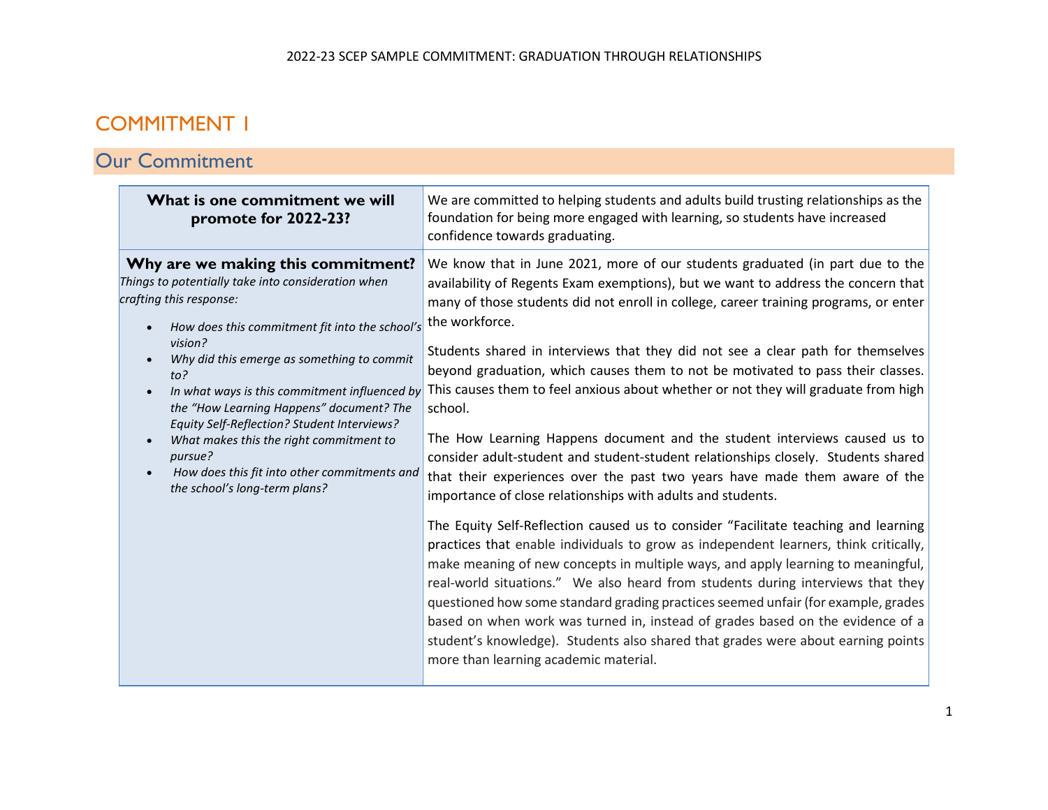2022-23 SCEP SAMPLE COMMITMENT: GRADUATION THROUGH RELATIONSHIPS

# COMMITMENT 1

## Our Commitment

| **What is one commitment we will promote for 2022-23?** | We are committed to helping students and adults build trusting relationships as the foundation for being more engaged with learning, so students have increased confidence towards graduating. |
|---|---|
| **Why are we making this commitment?**<br>*Things to potentially take into consideration when crafting this response:*<br>• *How does this commitment fit into the school's vision?*<br>• *Why did this emerge as something to commit to?*<br>• *In what ways is this commitment influenced by the "How Learning Happens" document? The Equity Self-Reflection? Student Interviews?*<br>• *What makes this the right commitment to pursue?*<br>• *How does this fit into other commitments and the school's long-term plans?* | We know that in June 2021, more of our students graduated (in part due to the availability of Regents Exam exemptions), but we want to address the concern that many of those students did not enroll in college, career training programs, or enter the workforce.<br><br>Students shared in interviews that they did not see a clear path for themselves beyond graduation, which causes them to not be motivated to pass their classes. This causes them to feel anxious about whether or not they will graduate from high school.<br><br>The How Learning Happens document and the student interviews caused us to consider adult-student and student-student relationships closely. Students shared that their experiences over the past two years have made them aware of the importance of close relationships with adults and students.<br><br>The Equity Self-Reflection caused us to consider "Facilitate teaching and learning practices that enable individuals to grow as independent learners, think critically, make meaning of new concepts in multiple ways, and apply learning to meaningful, real-world situations." We also heard from students during interviews that they questioned how some standard grading practices seemed unfair (for example, grades based on when work was turned in, instead of grades based on the evidence of a student's knowledge). Students also shared that grades were about earning points more than learning academic material. |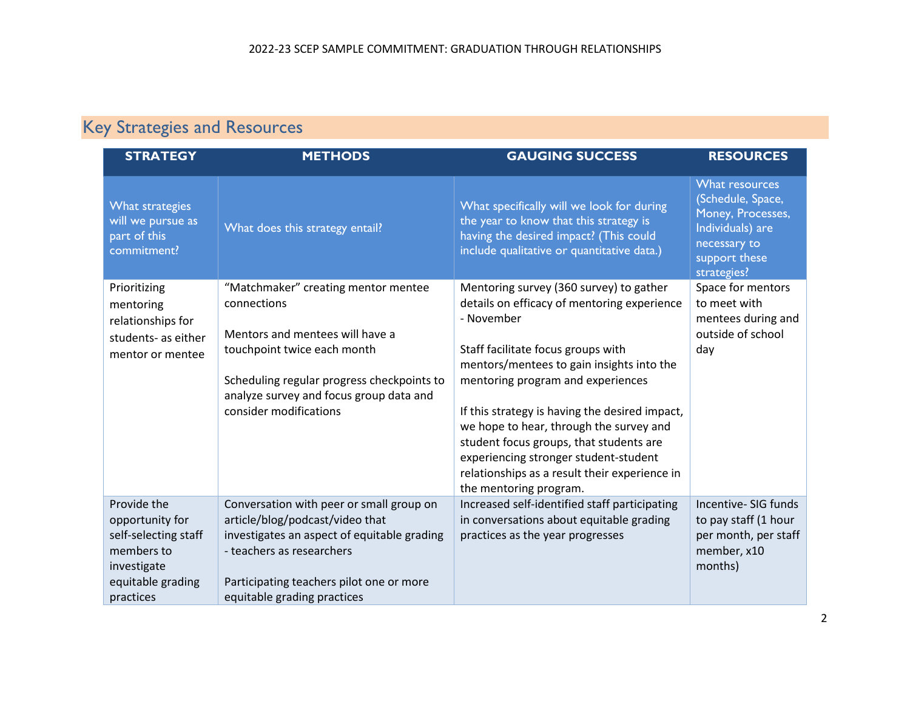## Key Strategies and Resources

| STRATEGY | METHODS | GAUGING SUCCESS | RESOURCES |
|---|---|---|---|
| What strategies will we pursue as part of this commitment? | What does this strategy entail? | What specifically will we look for during the year to know that this strategy is having the desired impact? (This could include qualitative or quantitative data.) | What resources (Schedule, Space, Money, Processes, Individuals) are necessary to support these strategies? |
| Prioritizing mentoring relationships for students- as either mentor or mentee | "Matchmaker" creating mentor mentee connections<br><br>Mentors and mentees will have a touchpoint twice each month<br><br>Scheduling regular progress checkpoints to analyze survey and focus group data and consider modifications | Mentoring survey (360 survey) to gather details on efficacy of mentoring experience - November<br><br>Staff facilitate focus groups with mentors/mentees to gain insights into the mentoring program and experiences<br><br>If this strategy is having the desired impact, we hope to hear, through the survey and student focus groups, that students are experiencing stronger student-student relationships as a result their experience in the mentoring program. | Space for mentors to meet with mentees during and outside of school day |
| Provide the opportunity for self-selecting staff members to investigate equitable grading practices | Conversation with peer or small group on article/blog/podcast/video that investigates an aspect of equitable grading - teachers as researchers<br><br>Participating teachers pilot one or more equitable grading practices | Increased self-identified staff participating in conversations about equitable grading practices as the year progresses | Incentive- SIG funds to pay staff (1 hour per month, per staff member, x10 months) |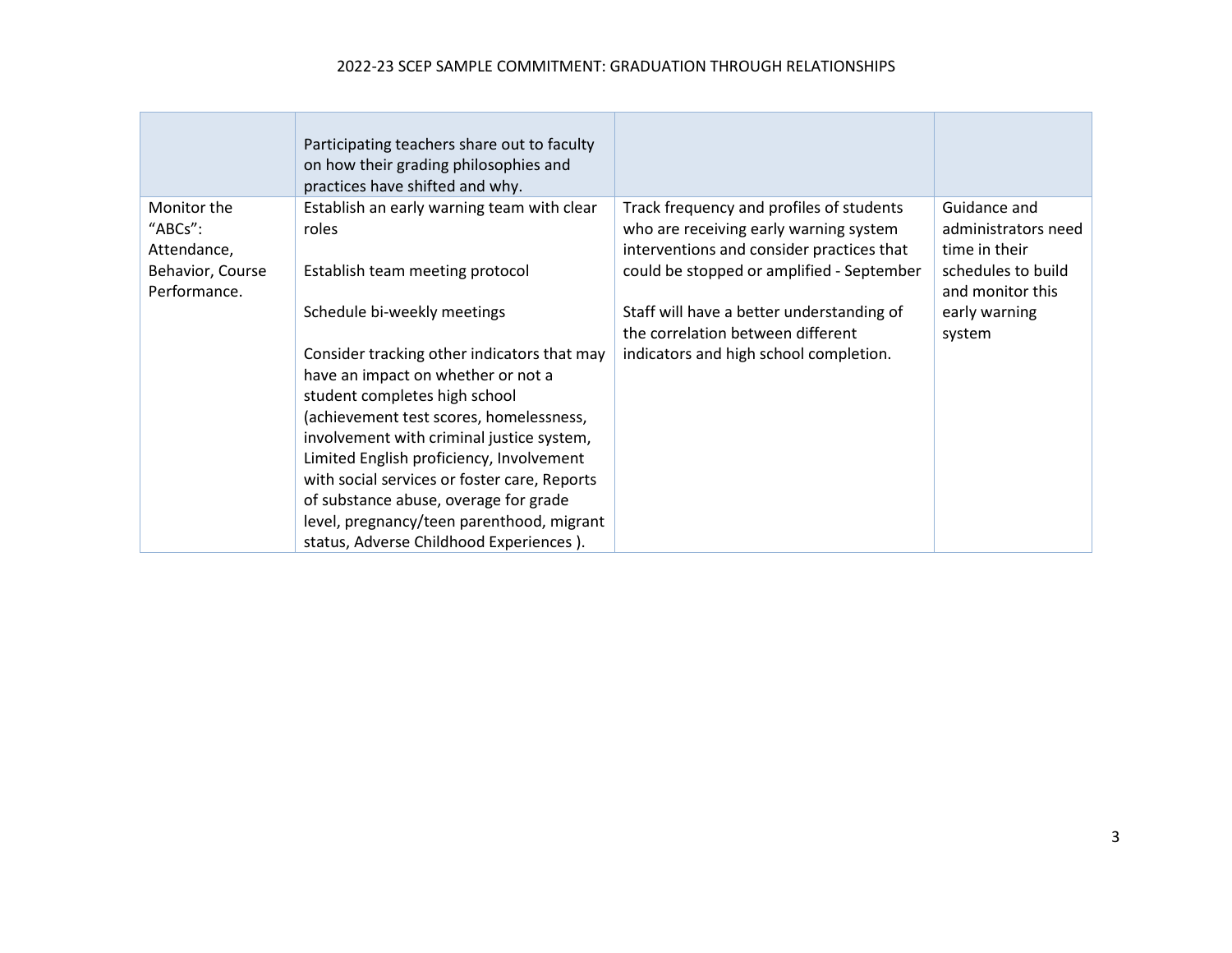| | | | |
|---|---|---|---|
| | Participating teachers share out to faculty on how their grading philosophies and practices have shifted and why. | | |
| Monitor the "ABCs": Attendance, Behavior, Course Performance. | Establish an early warning team with clear roles<br><br>Establish team meeting protocol<br><br>Schedule bi-weekly meetings<br><br>Consider tracking other indicators that may have an impact on whether or not a student completes high school (achievement test scores, homelessness, involvement with criminal justice system, Limited English proficiency, Involvement with social services or foster care, Reports of substance abuse, overage for grade level, pregnancy/teen parenthood, migrant status, Adverse Childhood Experiences ). | Track frequency and profiles of students who are receiving early warning system interventions and consider practices that could be stopped or amplified - September<br><br>Staff will have a better understanding of the correlation between different indicators and high school completion. | Guidance and administrators need time in their schedules to build and monitor this early warning system |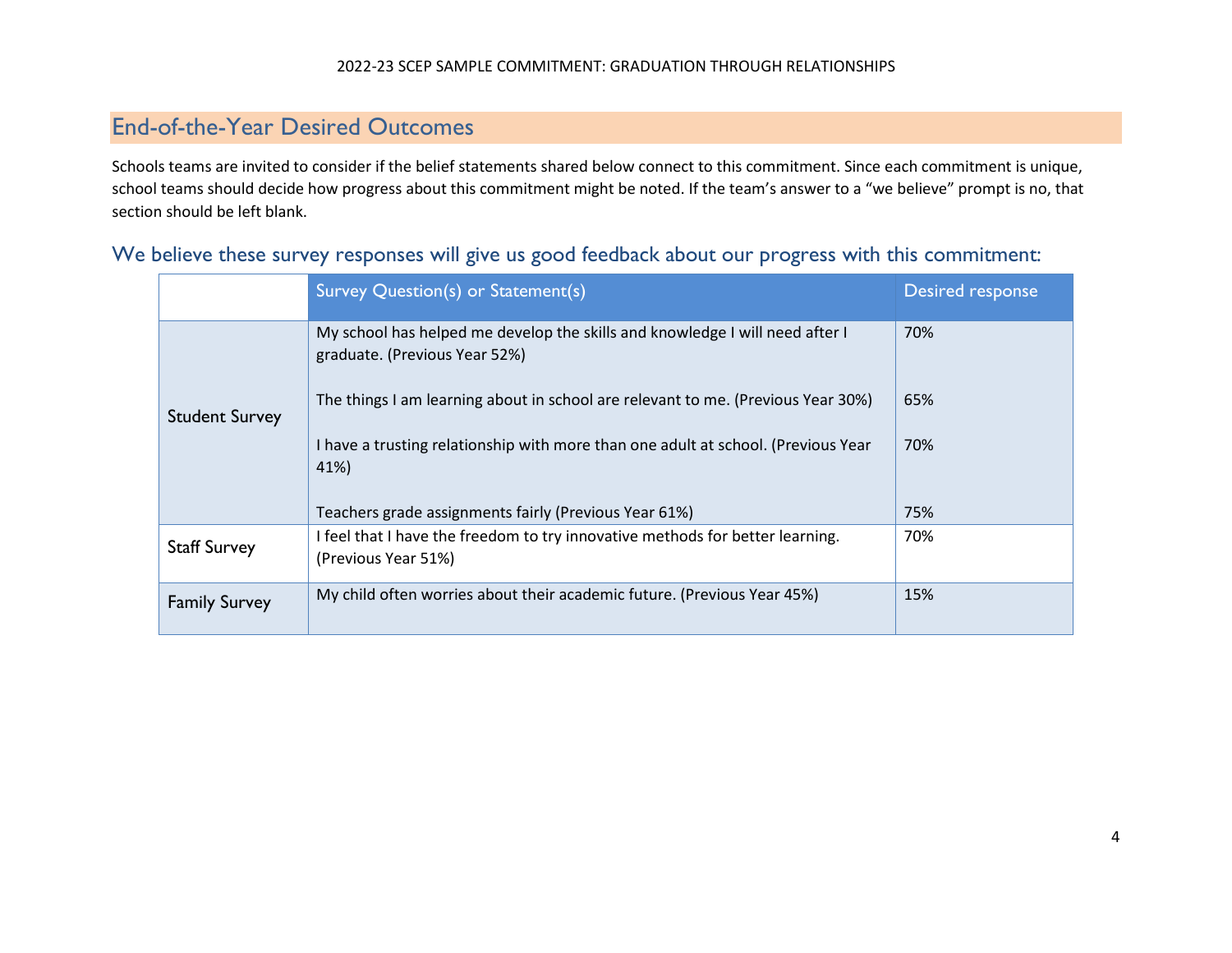## End-of-the-Year Desired Outcomes

Schools teams are invited to consider if the belief statements shared below connect to this commitment. Since each commitment is unique, school teams should decide how progress about this commitment might be noted. If the team's answer to a "we believe" prompt is no, that section should be left blank.

### We believe these survey responses will give us good feedback about our progress with this commitment:

| | Survey Question(s) or Statement(s) | Desired response |
|---|---|---|
| Student Survey | My school has helped me develop the skills and knowledge I will need after I graduate. (Previous Year 52%) | 70% |
| | The things I am learning about in school are relevant to me. (Previous Year 30%) | 65% |
| | I have a trusting relationship with more than one adult at school. (Previous Year 41%) | 70% |
| | Teachers grade assignments fairly (Previous Year 61%) | 75% |
| Staff Survey | I feel that I have the freedom to try innovative methods for better learning. (Previous Year 51%) | 70% |
| Family Survey | My child often worries about their academic future. (Previous Year 45%) | 15% |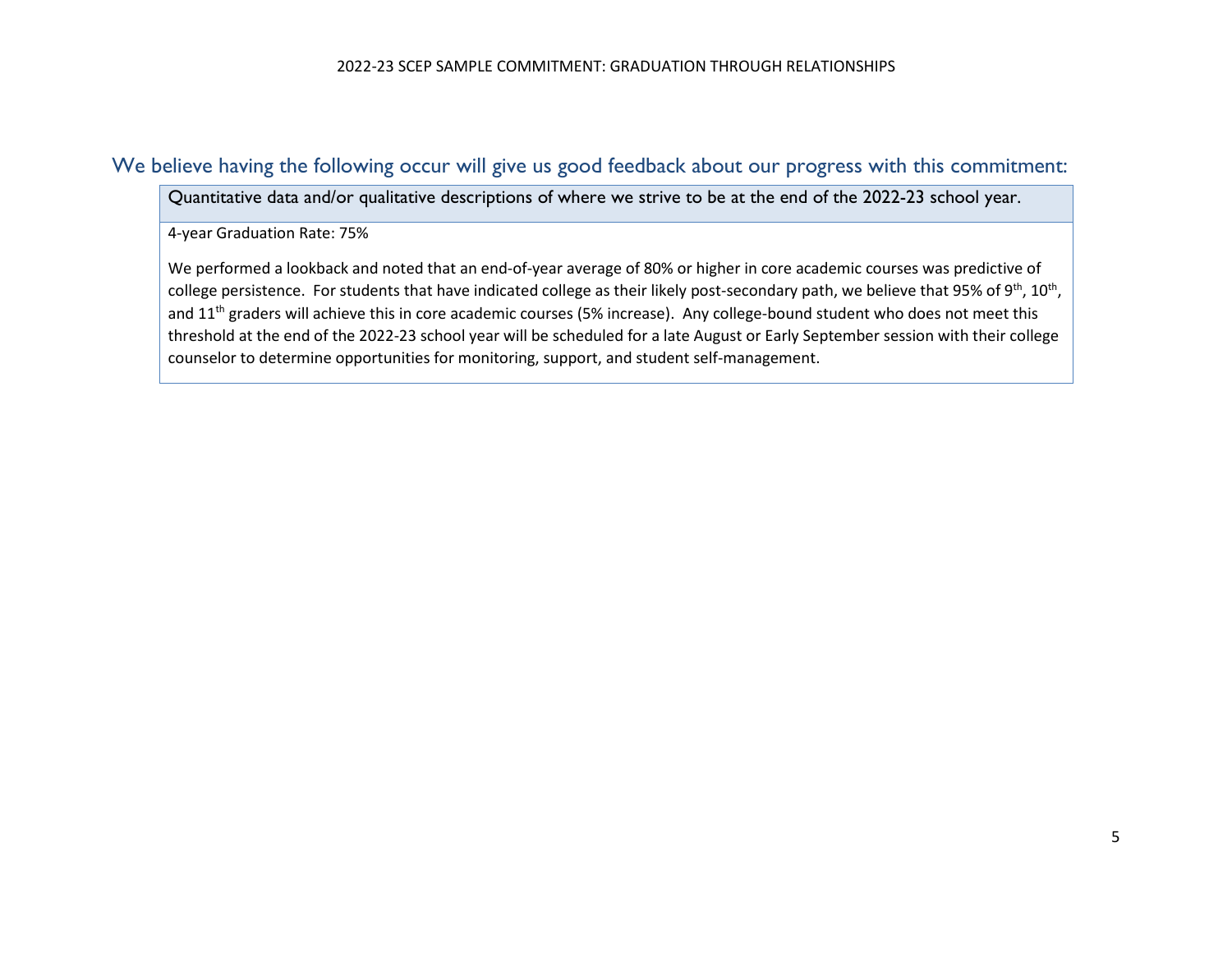## We believe having the following occur will give us good feedback about our progress with this commitment:

| Quantitative data and/or qualitative descriptions of where we strive to be at the end of the 2022-23 school year. |
| --- |
| 4-year Graduation Rate: 75%<br><br>We performed a lookback and noted that an end-of-year average of 80% or higher in core academic courses was predictive of college persistence. For students that have indicated college as their likely post-secondary path, we believe that 95% of 9th, 10th, and 11th graders will achieve this in core academic courses (5% increase). Any college-bound student who does not meet this threshold at the end of the 2022-23 school year will be scheduled for a late August or Early September session with their college counselor to determine opportunities for monitoring, support, and student self-management. |